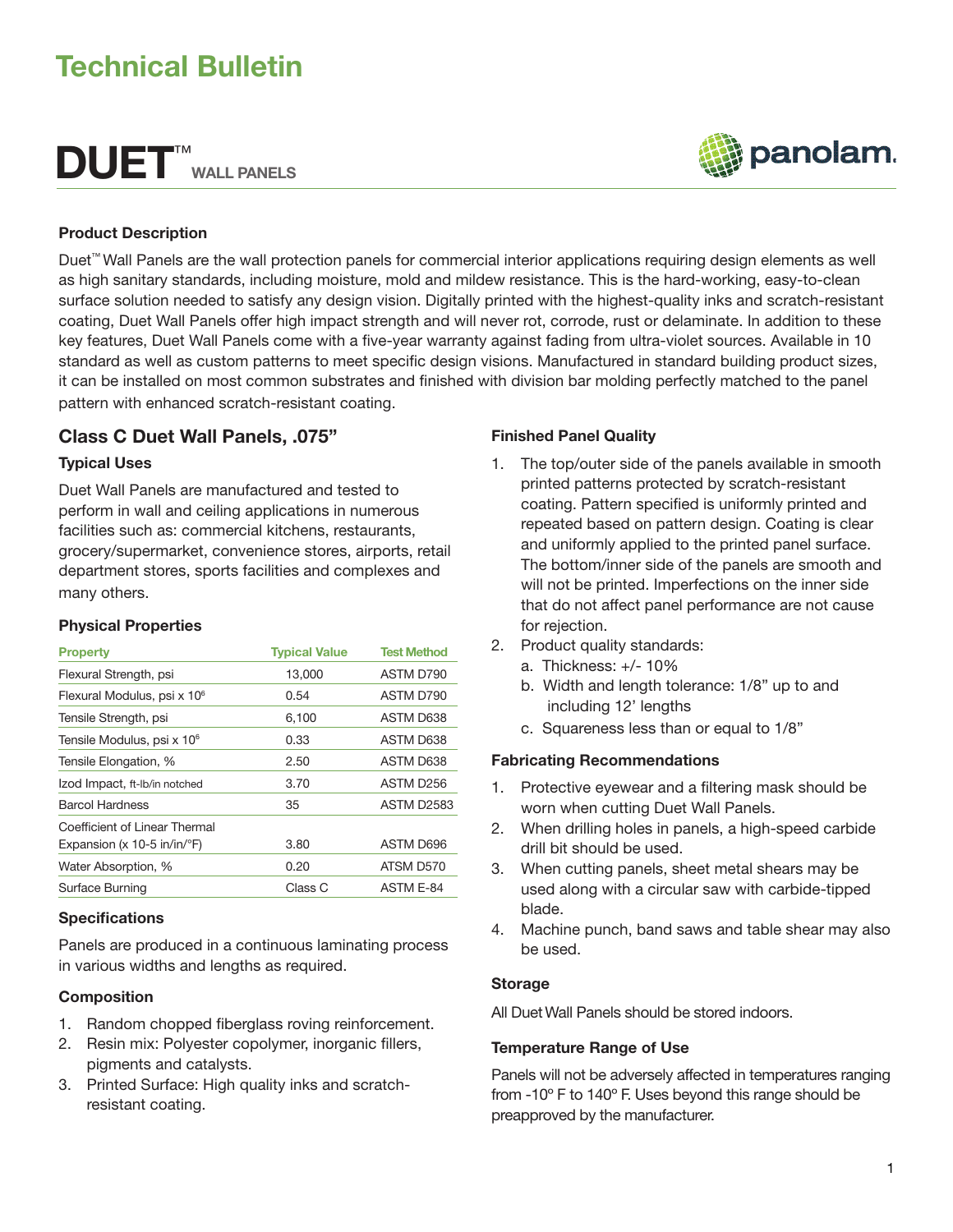# Technical Bulletin

## DUET™ WALL PANELS

panolam.

### Product Description

Duet™ Wall Panels are the wall protection panels for commercial interior applications requiring design elements as well as high sanitary standards, including moisture, mold and mildew resistance. This is the hard-working, easy-to-clean surface solution needed to satisfy any design vision. Digitally printed with the highest-quality inks and scratch-resistant coating, Duet Wall Panels offer high impact strength and will never rot, corrode, rust or delaminate. In addition to these key features, Duet Wall Panels come with a five-year warranty against fading from ultra-violet sources. Available in 10 standard as well as custom patterns to meet specific design visions. Manufactured in standard building product sizes, it can be installed on most common substrates and finished with division bar molding perfectly matched to the panel pattern with enhanced scratch-resistant coating.

## Class C Duet Wall Panels, .075"

### Typical Uses

Duet Wall Panels are manufactured and tested to perform in wall and ceiling applications in numerous facilities such as: commercial kitchens, restaurants, grocery/supermarket, convenience stores, airports, retail department stores, sports facilities and complexes and many others.

### Physical Properties

| Property | Typical Value | Test Method |
|---|---|---|
| Flexural Strength, psi | 13,000 | ASTM D790 |
| Flexural Modulus, psi x $10^6$ | 0.54 | ASTM D790 |
| Tensile Strength, psi | 6,100 | ASTM D638 |
| Tensile Modulus, psi x $10^6$ | 0.33 | ASTM D638 |
| Tensile Elongation, % | 2.50 | ASTM D638 |
| Izod Impact, ft-lb/in notched | 3.70 | ASTM D256 |
| Barcol Hardness | 35 | ASTM D2583 |
| Coefficient of Linear Thermal Expansion (x 10-5 in/in/°F) | 3.80 | ASTM D696 |
| Water Absorption, % | 0.20 | ATSM D570 |
| Surface Burning | Class C | ASTM E-84 |

### Specifications

Panels are produced in a continuous laminating process in various widths and lengths as required.

### Composition

1. Random chopped fiberglass roving reinforcement.
2. Resin mix: Polyester copolymer, inorganic fillers, pigments and catalysts.
3. Printed Surface: High quality inks and scratch-resistant coating.

### Finished Panel Quality

1. The top/outer side of the panels available in smooth printed patterns protected by scratch-resistant coating. Pattern specified is uniformly printed and repeated based on pattern design. Coating is clear and uniformly applied to the printed panel surface. The bottom/inner side of the panels are smooth and will not be printed. Imperfections on the inner side that do not affect panel performance are not cause for rejection.
2. Product quality standards:
   a. Thickness: +/- 10%
   b. Width and length tolerance: 1/8" up to and including 12' lengths
   c. Squareness less than or equal to 1/8"

### Fabricating Recommendations

1. Protective eyewear and a filtering mask should be worn when cutting Duet Wall Panels.
2. When drilling holes in panels, a high-speed carbide drill bit should be used.
3. When cutting panels, sheet metal shears may be used along with a circular saw with carbide-tipped blade.
4. Machine punch, band saws and table shear may also be used.

### Storage

All Duet Wall Panels should be stored indoors.

### Temperature Range of Use

Panels will not be adversely affected in temperatures ranging from -10º F to 140º F. Uses beyond this range should be preapproved by the manufacturer.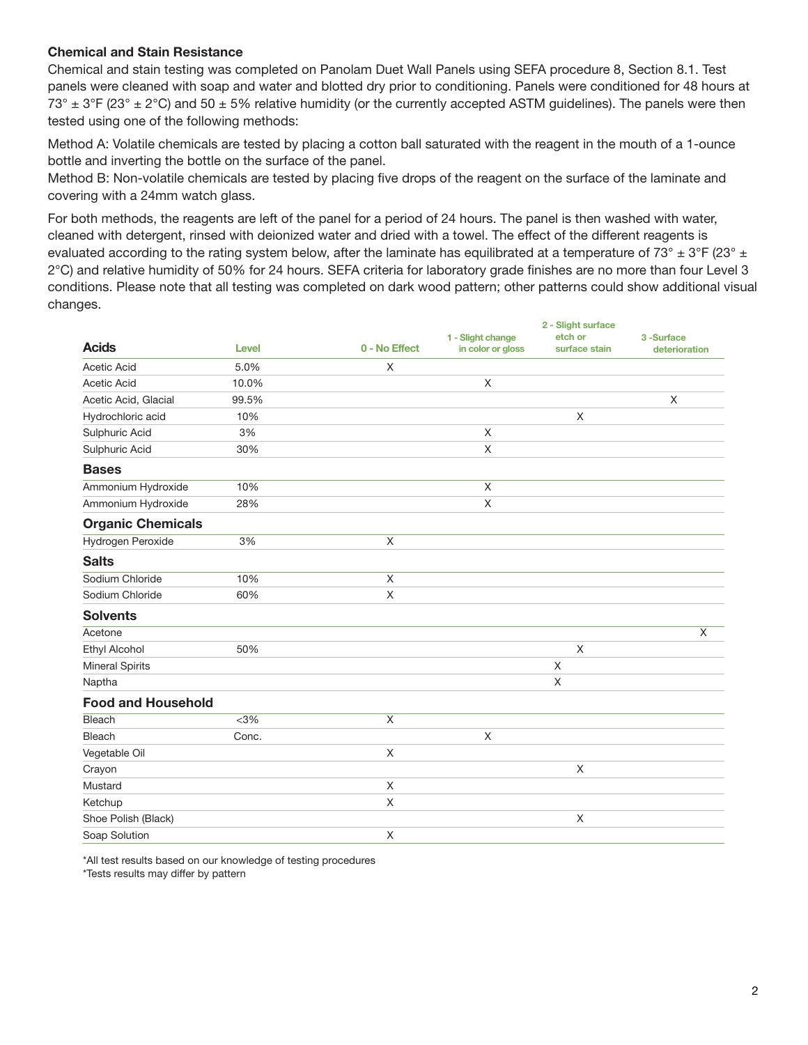**Chemical and Stain Resistance**

Chemical and stain testing was completed on Panolam Duet Wall Panels using SEFA procedure 8, Section 8.1. Test panels were cleaned with soap and water and blotted dry prior to conditioning. Panels were conditioned for 48 hours at 73° ± 3°F (23° ± 2°C) and 50 ± 5% relative humidity (or the currently accepted ASTM guidelines). The panels were then tested using one of the following methods:

Method A: Volatile chemicals are tested by placing a cotton ball saturated with the reagent in the mouth of a 1-ounce bottle and inverting the bottle on the surface of the panel.
Method B: Non-volatile chemicals are tested by placing five drops of the reagent on the surface of the laminate and covering with a 24mm watch glass.

For both methods, the reagents are left of the panel for a period of 24 hours. The panel is then washed with water, cleaned with detergent, rinsed with deionized water and dried with a towel. The effect of the different reagents is evaluated according to the rating system below, after the laminate has equilibrated at a temperature of 73° ± 3°F (23° ± 2°C) and relative humidity of 50% for 24 hours. SEFA criteria for laboratory grade finishes are no more than four Level 3 conditions. Please note that all testing was completed on dark wood pattern; other patterns could show additional visual changes.

| **Acids** | Level | 0 - No Effect | 1 - Slight change in color or gloss | 2 - Slight surface etch or surface stain | 3 -Surface deterioration |
|---|---|---|---|---|---|
| Acetic Acid | 5.0% | X | | | |
| Acetic Acid | 10.0% | | X | | |
| Acetic Acid, Glacial | 99.5% | | | | X |
| Hydrochloric acid | 10% | | | X | |
| Sulphuric Acid | 3% | | X | | |
| Sulphuric Acid | 30% | | X | | |
| **Bases** | | | | | |
| Ammonium Hydroxide | 10% | | X | | |
| Ammonium Hydroxide | 28% | | X | | |
| **Organic Chemicals** | | | | | |
| Hydrogen Peroxide | 3% | X | | | |
| **Salts** | | | | | |
| Sodium Chloride | 10% | X | | | |
| Sodium Chloride | 60% | X | | | |
| **Solvents** | | | | | |
| Acetone | | | | | X |
| Ethyl Alcohol | 50% | | | X | |
| Mineral Spirits | | | | X | |
| Naptha | | | | X | |
| **Food and Household** | | | | | |
| Bleach | <3% | X | | | |
| Bleach | Conc. | | X | | |
| Vegetable Oil | | X | | | |
| Crayon | | | | X | |
| Mustard | | X | | | |
| Ketchup | | X | | | |
| Shoe Polish (Black) | | | | X | |
| Soap Solution | | X | | | |

*All test results based on our knowledge of testing procedures
*Tests results may differ by pattern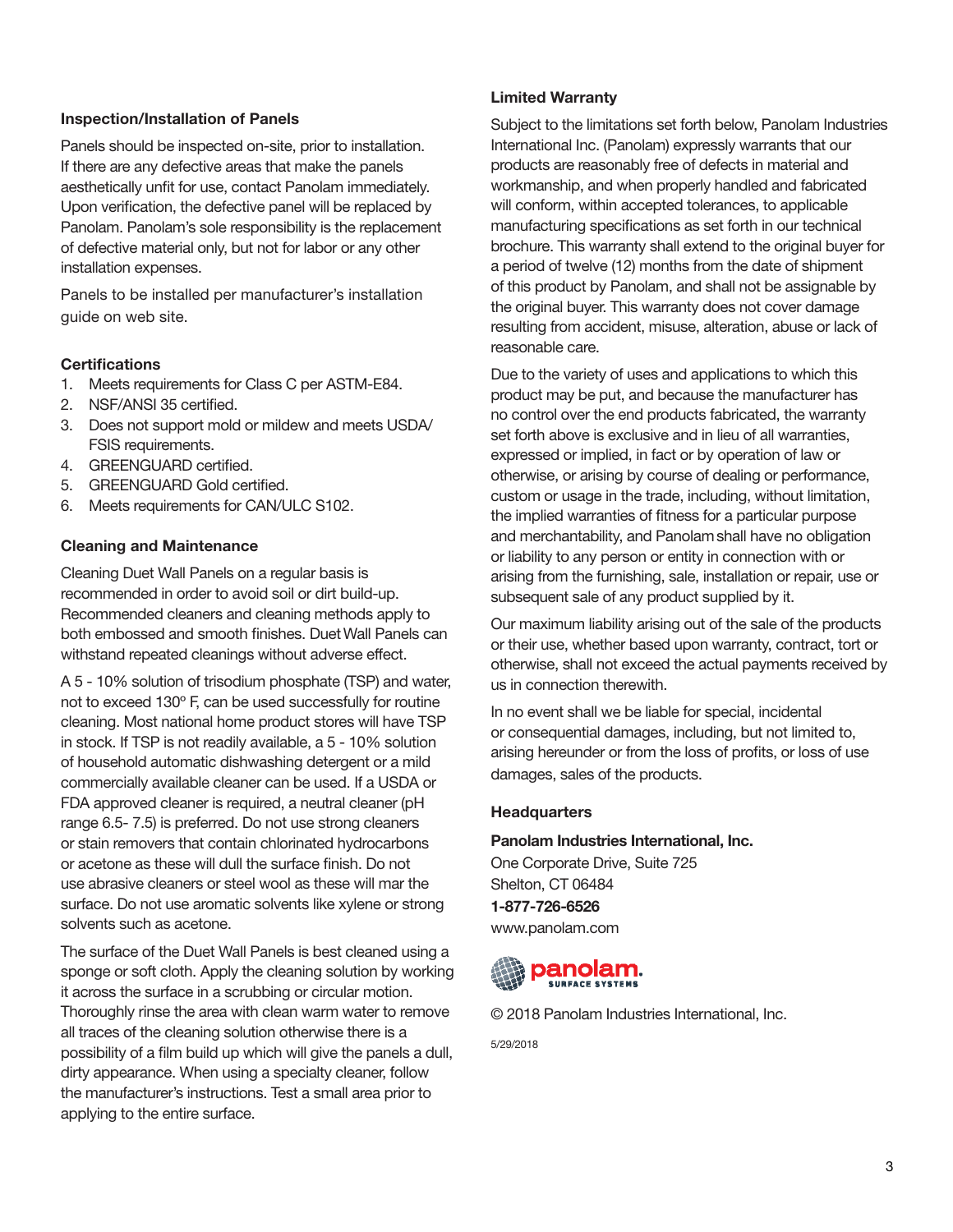### Inspection/Installation of Panels

Panels should be inspected on-site, prior to installation. If there are any defective areas that make the panels aesthetically unfit for use, contact Panolam immediately. Upon verification, the defective panel will be replaced by Panolam. Panolam's sole responsibility is the replacement of defective material only, but not for labor or any other installation expenses.

Panels to be installed per manufacturer's installation guide on web site.

### Certifications

1. Meets requirements for Class C per ASTM-E84.
2. NSF/ANSI 35 certified.
3. Does not support mold or mildew and meets USDA/FSIS requirements.
4. GREENGUARD certified.
5. GREENGUARD Gold certified.
6. Meets requirements for CAN/ULC S102.

### Cleaning and Maintenance

Cleaning Duet Wall Panels on a regular basis is recommended in order to avoid soil or dirt build-up. Recommended cleaners and cleaning methods apply to both embossed and smooth finishes. Duet Wall Panels can withstand repeated cleanings without adverse effect.

A 5 - 10% solution of trisodium phosphate (TSP) and water, not to exceed 130° F, can be used successfully for routine cleaning. Most national home product stores will have TSP in stock. If TSP is not readily available, a 5 - 10% solution of household automatic dishwashing detergent or a mild commercially available cleaner can be used. If a USDA or FDA approved cleaner is required, a neutral cleaner (pH range 6.5- 7.5) is preferred. Do not use strong cleaners or stain removers that contain chlorinated hydrocarbons or acetone as these will dull the surface finish. Do not use abrasive cleaners or steel wool as these will mar the surface. Do not use aromatic solvents like xylene or strong solvents such as acetone.

The surface of the Duet Wall Panels is best cleaned using a sponge or soft cloth. Apply the cleaning solution by working it across the surface in a scrubbing or circular motion. Thoroughly rinse the area with clean warm water to remove all traces of the cleaning solution otherwise there is a possibility of a film build up which will give the panels a dull, dirty appearance. When using a specialty cleaner, follow the manufacturer's instructions. Test a small area prior to applying to the entire surface.

### Limited Warranty

Subject to the limitations set forth below, Panolam Industries International Inc. (Panolam) expressly warrants that our products are reasonably free of defects in material and workmanship, and when properly handled and fabricated will conform, within accepted tolerances, to applicable manufacturing specifications as set forth in our technical brochure. This warranty shall extend to the original buyer for a period of twelve (12) months from the date of shipment of this product by Panolam, and shall not be assignable by the original buyer. This warranty does not cover damage resulting from accident, misuse, alteration, abuse or lack of reasonable care.

Due to the variety of uses and applications to which this product may be put, and because the manufacturer has no control over the end products fabricated, the warranty set forth above is exclusive and in lieu of all warranties, expressed or implied, in fact or by operation of law or otherwise, or arising by course of dealing or performance, custom or usage in the trade, including, without limitation, the implied warranties of fitness for a particular purpose and merchantability, and Panolam shall have no obligation or liability to any person or entity in connection with or arising from the furnishing, sale, installation or repair, use or subsequent sale of any product supplied by it.

Our maximum liability arising out of the sale of the products or their use, whether based upon warranty, contract, tort or otherwise, shall not exceed the actual payments received by us in connection therewith.

In no event shall we be liable for special, incidental or consequential damages, including, but not limited to, arising hereunder or from the loss of profits, or loss of use damages, sales of the products.

### Headquarters

**Panolam Industries International, Inc.**
One Corporate Drive, Suite 725
Shelton, CT 06484
**1-877-726-6526**
www.panolam.com

panolam. SURFACE SYSTEMS

© 2018 Panolam Industries International, Inc.

5/29/2018